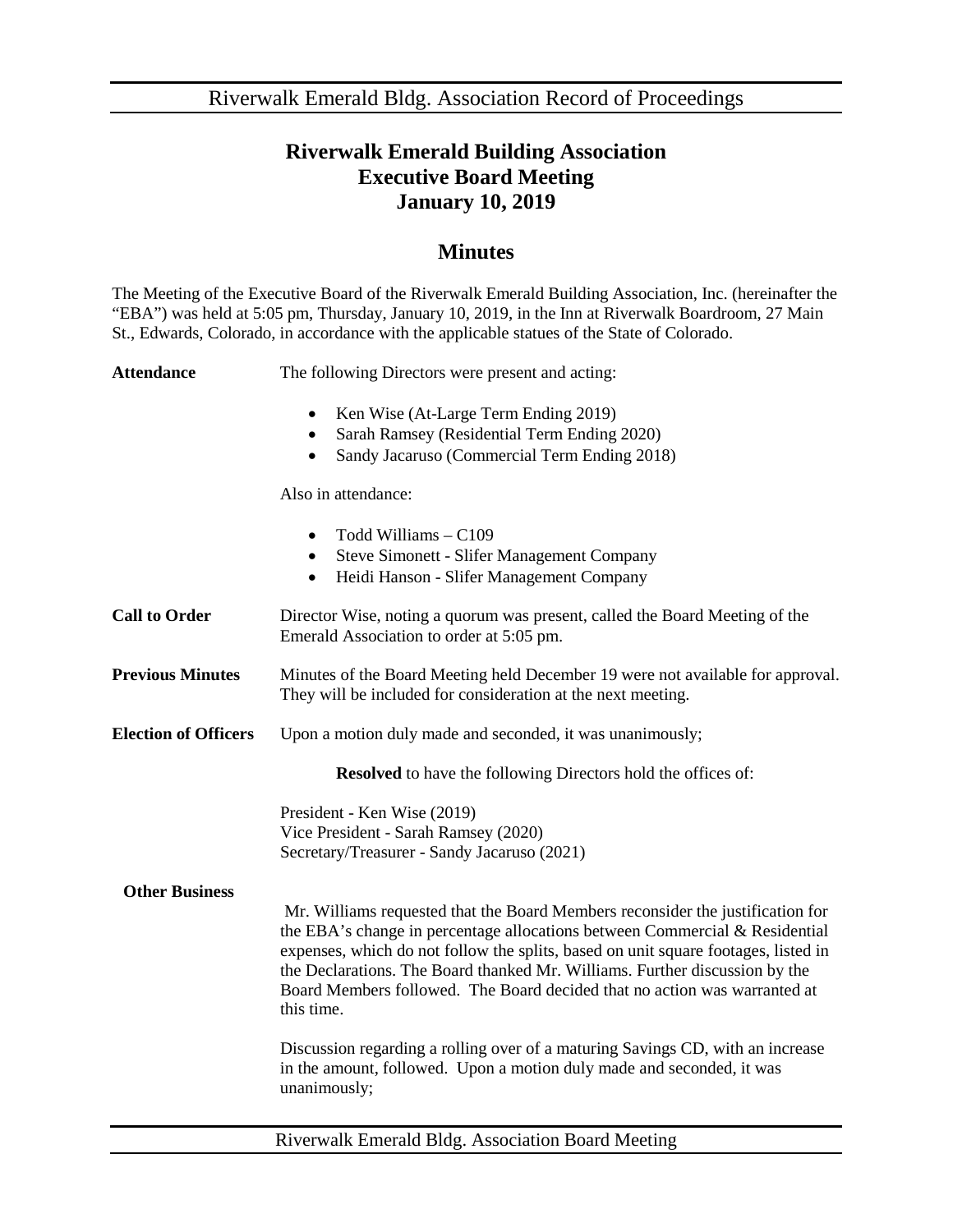# Riverwalk Emerald Building Association
# Executive Board Meeting
# January 10, 2019

## Minutes

The Meeting of the Executive Board of the Riverwalk Emerald Building Association, Inc. (hereinafter the "EBA") was held at 5:05 pm, Thursday, January 10, 2019, in the Inn at Riverwalk Boardroom, 27 Main St., Edwards, Colorado, in accordance with the applicable statues of the State of Colorado.

**Attendance**

The following Directors were present and acting:

- Ken Wise (At-Large Term Ending 2019)
- Sarah Ramsey (Residential Term Ending 2020)
- Sandy Jacaruso (Commercial Term Ending 2018)

Also in attendance:

- Todd Williams – C109
- Steve Simonett - Slifer Management Company
- Heidi Hanson - Slifer Management Company

**Call to Order**

Director Wise, noting a quorum was present, called the Board Meeting of the Emerald Association to order at 5:05 pm.

**Previous Minutes**

Minutes of the Board Meeting held December 19 were not available for approval. They will be included for consideration at the next meeting.

**Election of Officers**

Upon a motion duly made and seconded, it was unanimously;

**Resolved** to have the following Directors hold the offices of:

President - Ken Wise (2019)
Vice President - Sarah Ramsey (2020)
Secretary/Treasurer - Sandy Jacaruso (2021)

**Other Business**

Mr. Williams requested that the Board Members reconsider the justification for the EBA's change in percentage allocations between Commercial & Residential expenses, which do not follow the splits, based on unit square footages, listed in the Declarations. The Board thanked Mr. Williams. Further discussion by the Board Members followed. The Board decided that no action was warranted at this time.

Discussion regarding a rolling over of a maturing Savings CD, with an increase in the amount, followed. Upon a motion duly made and seconded, it was unanimously;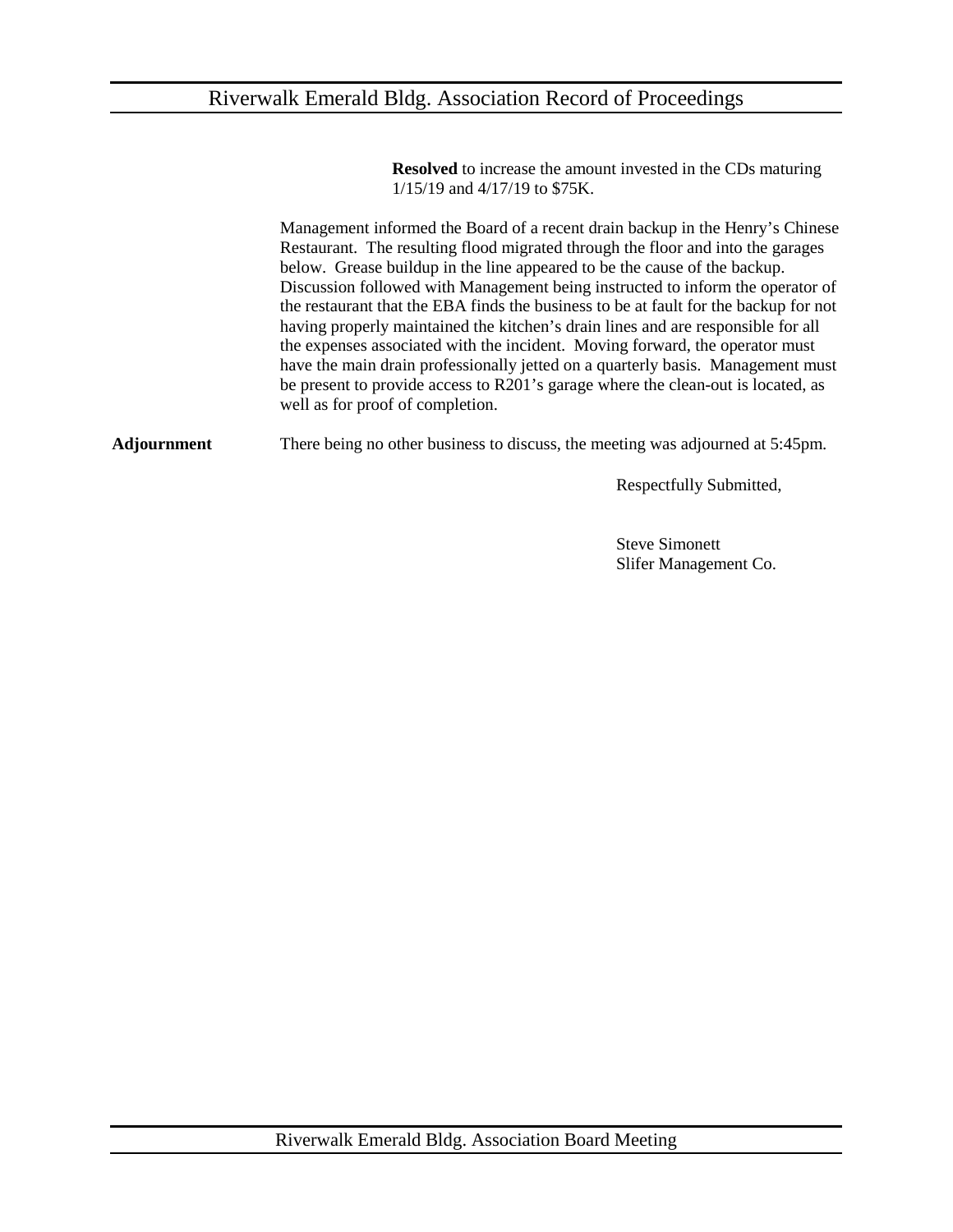**Resolved** to increase the amount invested in the CDs maturing 1/15/19 and 4/17/19 to $75K.

Management informed the Board of a recent drain backup in the Henry's Chinese Restaurant. The resulting flood migrated through the floor and into the garages below. Grease buildup in the line appeared to be the cause of the backup. Discussion followed with Management being instructed to inform the operator of the restaurant that the EBA finds the business to be at fault for the backup for not having properly maintained the kitchen's drain lines and are responsible for all the expenses associated with the incident. Moving forward, the operator must have the main drain professionally jetted on a quarterly basis. Management must be present to provide access to R201's garage where the clean-out is located, as well as for proof of completion.

**Adjournment** There being no other business to discuss, the meeting was adjourned at 5:45pm.

Respectfully Submitted,

Steve Simonett
Slifer Management Co.